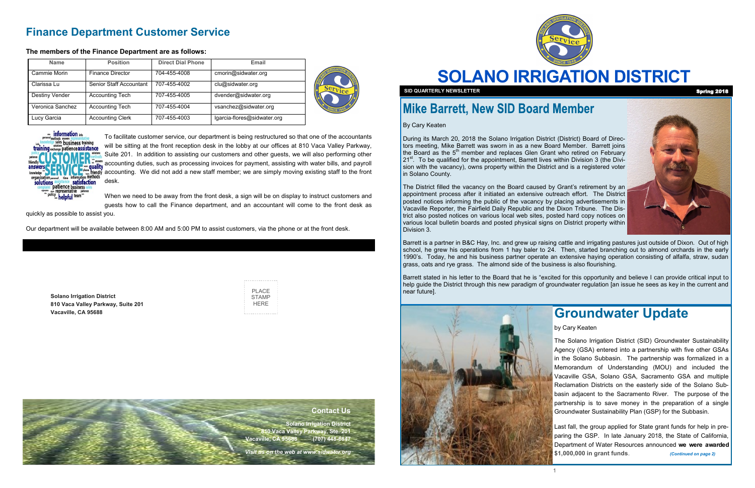## Finance Department Customer Service

**The members of the Finance Department are as follows:**

| Name | Position | Direct Dial Phone | Email |
|---|---|---|---|
| Cammie Morin | Finance Director | 704-455-4008 | cmorin@sidwater.org |
| Clarissa Lu | Senior Staff Accountant | 707-455-4002 | clu@sidwater.org |
| Destiny Vender | Accounting Tech | 707-455-4005 | dvender@sidwater.org |
| Veronica Sanchez | Accounting Tech | 707-455-4004 | vsanchez@sidwater.org |
| Lucy Garcia | Accounting Clerk | 707-455-4003 | lgarcia-flores@sidwater.org |

To facilitate customer service, our department is being restructured so that one of the accountants will be sitting at the front reception desk in the lobby at our offices at 810 Vaca Valley Parkway, Suite 201. In addition to assisting our customers and other guests, we will also performing other accounting duties, such as processing invoices for payment, assisting with water bills, and payroll accounting. We did not add a new staff member; we are simply moving existing staff to the front desk.

When we need to be away from the front desk, a sign will be on display to instruct customers and guests how to call the Finance department, and an accountant will come to the front desk as quickly as possible to assist you.

Our department will be available between 8:00 AM and 5:00 PM to assist customers, via the phone or at the front desk.

**Solano Irrigation District**
**810 Vaca Valley Parkway, Suite 201**
**Vacaville, CA 95688**

PLACE STAMP HERE

### Contact Us

**Solano Irrigation District**
**810 Vaca Valley Parkway, Ste. 201**
**Vacaville, CA 95688 (707) 448-6847**

***Visit us on the web at www.sidwater.org***

# SOLANO IRRIGATION DISTRICT

**SID QUARTERLY NEWSLETTER** — **Spring 2018**

## Mike Barrett, New SID Board Member

By Cary Keaten

During its March 20, 2018 the Solano Irrigation District (District) Board of Directors meeting, Mike Barrett was sworn in as a new Board Member. Barrett joins the Board as the 5th member and replaces Glen Grant who retired on February 21st. To be qualified for the appointment, Barrett lives within Division 3 (the Division with the vacancy), owns property within the District and is a registered voter in Solano County.

The District filled the vacancy on the Board caused by Grant's retirement by an appointment process after it initiated an extensive outreach effort. The District posted notices informing the public of the vacancy by placing advertisements in Vacaville Reporter, the Fairfield Daily Republic and the Dixon Tribune. The District also posted notices on various local web sites, posted hard copy notices on various local bulletin boards and posted physical signs on District property within Division 3.

Barrett is a partner in B&C Hay, Inc. and grew up raising cattle and irrigating pastures just outside of Dixon. Out of high school, he grew his operations from 1 hay baler to 24. Then, started branching out to almond orchards in the early 1990's. Today, he and his business partner operate an extensive haying operation consisting of alfalfa, straw, sudan grass, oats and rye grass. The almond side of the business is also flourishing.

Barrett stated in his letter to the Board that he is "excited for this opportunity and believe I can provide critical input to help guide the District through this new paradigm of groundwater regulation [an issue he sees as key in the current and near future].

## Groundwater Update

by Cary Keaten

The Solano Irrigation District (SID) Groundwater Sustainability Agency (GSA) entered into a partnership with five other GSAs in the Solano Subbasin. The partnership was formalized in a Memorandum of Understanding (MOU) and included the Vacaville GSA, Solano GSA, Sacramento GSA and multiple Reclamation Districts on the easterly side of the Solano Subbasin adjacent to the Sacramento River. The purpose of the partnership is to save money in the preparation of a single Groundwater Sustainability Plan (GSP) for the Subbasin.

Last fall, the group applied for State grant funds for help in preparing the GSP. In late January 2018, the State of California, Department of Water Resources announced **we were awarded $1,000,000 in grant funds**.

***(Continued on page 2)***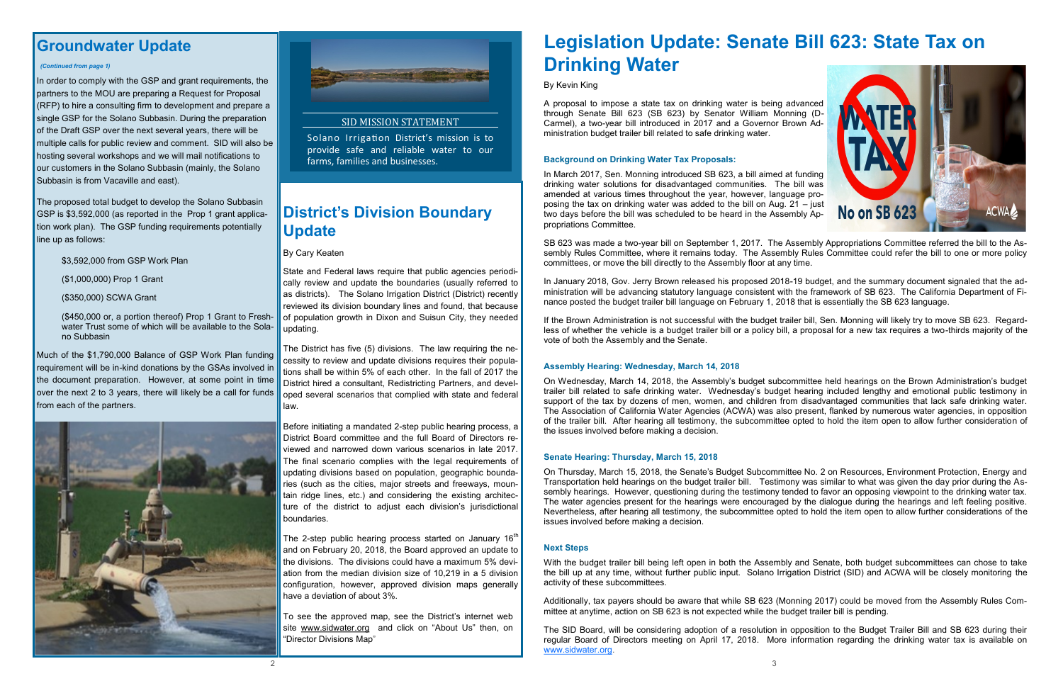## Groundwater Update

*(Continued from page 1)*

In order to comply with the GSP and grant requirements, the partners to the MOU are preparing a Request for Proposal (RFP) to hire a consulting firm to development and prepare a single GSP for the Solano Subbasin. During the preparation of the Draft GSP over the next several years, there will be multiple calls for public review and comment. SID will also be hosting several workshops and we will mail notifications to our customers in the Solano Subbasin (mainly, the Solano Subbasin is from Vacaville and east).

The proposed total budget to develop the Solano Subbasin GSP is $3,592,000 (as reported in the Prop 1 grant application work plan). The GSP funding requirements potentially line up as follows:

$3,592,000 from GSP Work Plan

($1,000,000) Prop 1 Grant

($350,000) SCWA Grant

($450,000 or, a portion thereof) Prop 1 Grant to Freshwater Trust some of which will be available to the Solano Subbasin

Much of the $1,790,000 Balance of GSP Work Plan funding requirement will be in-kind donations by the GSAs involved in the document preparation. However, at some point in time over the next 2 to 3 years, there will likely be a call for funds from each of the partners.

### SID MISSION STATEMENT

Solano Irrigation District's mission is to provide safe and reliable water to our farms, families and businesses.

## District's Division Boundary Update

By Cary Keaten

State and Federal laws require that public agencies periodically review and update the boundaries (usually referred to as districts). The Solano Irrigation District (District) recently reviewed its division boundary lines and found, that because of population growth in Dixon and Suisun City, they needed updating.

The District has five (5) divisions. The law requiring the necessity to review and update divisions requires their populations shall be within 5% of each other. In the fall of 2017 the District hired a consultant, Redistricting Partners, and developed several scenarios that complied with state and federal law.

Before initiating a mandated 2-step public hearing process, a District Board committee and the full Board of Directors reviewed and narrowed down various scenarios in late 2017. The final scenario complies with the legal requirements of updating divisions based on population, geographic boundaries (such as the cities, major streets and freeways, mountain ridge lines, etc.) and considering the existing architecture of the district to adjust each division's jurisdictional boundaries.

The 2-step public hearing process started on January 16th and on February 20, 2018, the Board approved an update to the divisions. The divisions could have a maximum 5% deviation from the median division size of 10,219 in a 5 division configuration, however, approved division maps generally have a deviation of about 3%.

To see the approved map, see the District's internet web site www.sidwater.org and click on "About Us" then, on "Director Divisions Map"

## Legislation Update: Senate Bill 623: State Tax on Drinking Water

By Kevin King

A proposal to impose a state tax on drinking water is being advanced through Senate Bill 623 (SB 623) by Senator William Monning (D-Carmel), a two-year bill introduced in 2017 and a Governor Brown Administration budget trailer bill related to safe drinking water.

### Background on Drinking Water Tax Proposals:

In March 2017, Sen. Monning introduced SB 623, a bill aimed at funding drinking water solutions for disadvantaged communities. The bill was amended at various times throughout the year, however, language proposing the tax on drinking water was added to the bill on Aug. 21 – just two days before the bill was scheduled to be heard in the Assembly Appropriations Committee.

SB 623 was made a two-year bill on September 1, 2017. The Assembly Appropriations Committee referred the bill to the Assembly Rules Committee, where it remains today. The Assembly Rules Committee could refer the bill to one or more policy committees, or move the bill directly to the Assembly floor at any time.

In January 2018, Gov. Jerry Brown released his proposed 2018-19 budget, and the summary document signaled that the administration will be advancing statutory language consistent with the framework of SB 623. The California Department of Finance posted the budget trailer bill language on February 1, 2018 that is essentially the SB 623 language.

If the Brown Administration is not successful with the budget trailer bill, Sen. Monning will likely try to move SB 623. Regardless of whether the vehicle is a budget trailer bill or a policy bill, a proposal for a new tax requires a two-thirds majority of the vote of both the Assembly and the Senate.

### Assembly Hearing: Wednesday, March 14, 2018

On Wednesday, March 14, 2018, the Assembly's budget subcommittee held hearings on the Brown Administration's budget trailer bill related to safe drinking water. Wednesday's budget hearing included lengthy and emotional public testimony in support of the tax by dozens of men, women, and children from disadvantaged communities that lack safe drinking water. The Association of California Water Agencies (ACWA) was also present, flanked by numerous water agencies, in opposition of the trailer bill. After hearing all testimony, the subcommittee opted to hold the item open to allow further consideration of the issues involved before making a decision.

### Senate Hearing: Thursday, March 15, 2018

On Thursday, March 15, 2018, the Senate's Budget Subcommittee No. 2 on Resources, Environment Protection, Energy and Transportation held hearings on the budget trailer bill. Testimony was similar to what was given the day prior during the Assembly hearings. However, questioning during the testimony tended to favor an opposing viewpoint to the drinking water tax. The water agencies present for the hearings were encouraged by the dialogue during the hearings and left feeling positive. Nevertheless, after hearing all testimony, the subcommittee opted to hold the item open to allow further considerations of the issues involved before making a decision.

### Next Steps

With the budget trailer bill being left open in both the Assembly and Senate, both budget subcommittees can chose to take the bill up at any time, without further public input. Solano Irrigation District (SID) and ACWA will be closely monitoring the activity of these subcommittees.

Additionally, tax payers should be aware that while SB 623 (Monning 2017) could be moved from the Assembly Rules Committee at anytime, action on SB 623 is not expected while the budget trailer bill is pending.

The SID Board, will be considering adoption of a resolution in opposition to the Budget Trailer Bill and SB 623 during their regular Board of Directors meeting on April 17, 2018. More information regarding the drinking water tax is available on www.sidwater.org.